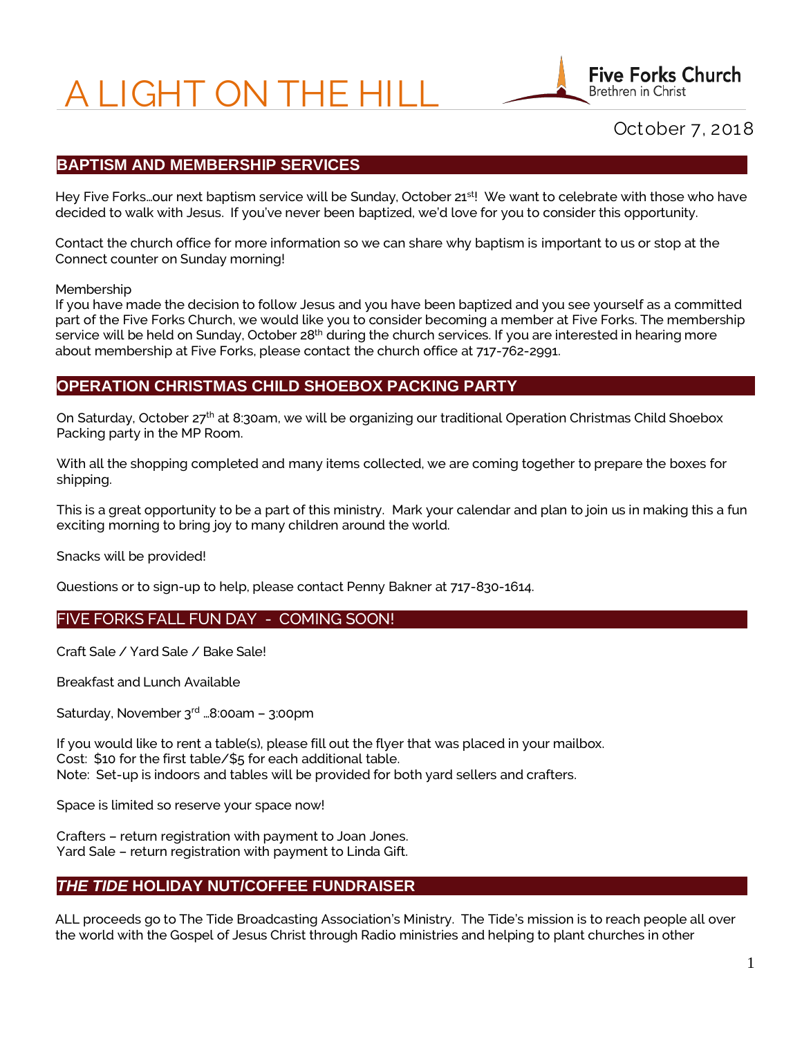# A LIGHT ON THE HILL

Five Forks Church
Brethren in Christ

October 7, 2018

## BAPTISM AND MEMBERSHIP SERVICES

Hey Five Forks…our next baptism service will be Sunday, October 21st! We want to celebrate with those who have decided to walk with Jesus. If you've never been baptized, we'd love for you to consider this opportunity.

Contact the church office for more information so we can share why baptism is important to us or stop at the Connect counter on Sunday morning!

Membership
If you have made the decision to follow Jesus and you have been baptized and you see yourself as a committed part of the Five Forks Church, we would like you to consider becoming a member at Five Forks. The membership service will be held on Sunday, October 28th during the church services. If you are interested in hearing more about membership at Five Forks, please contact the church office at 717-762-2991.

## OPERATION CHRISTMAS CHILD SHOEBOX PACKING PARTY

On Saturday, October 27th at 8:30am, we will be organizing our traditional Operation Christmas Child Shoebox Packing party in the MP Room.

With all the shopping completed and many items collected, we are coming together to prepare the boxes for shipping.

This is a great opportunity to be a part of this ministry. Mark your calendar and plan to join us in making this a fun exciting morning to bring joy to many children around the world.

Snacks will be provided!

Questions or to sign-up to help, please contact Penny Bakner at 717-830-1614.

## FIVE FORKS FALL FUN DAY - COMING SOON!

Craft Sale / Yard Sale / Bake Sale!

Breakfast and Lunch Available

Saturday, November 3rd …8:00am – 3:00pm

If you would like to rent a table(s), please fill out the flyer that was placed in your mailbox.
Cost: $10 for the first table/$5 for each additional table.
Note: Set-up is indoors and tables will be provided for both yard sellers and crafters.

Space is limited so reserve your space now!

Crafters – return registration with payment to Joan Jones.
Yard Sale – return registration with payment to Linda Gift.

## *THE TIDE* HOLIDAY NUT/COFFEE FUNDRAISER

ALL proceeds go to The Tide Broadcasting Association's Ministry. The Tide's mission is to reach people all over the world with the Gospel of Jesus Christ through Radio ministries and helping to plant churches in other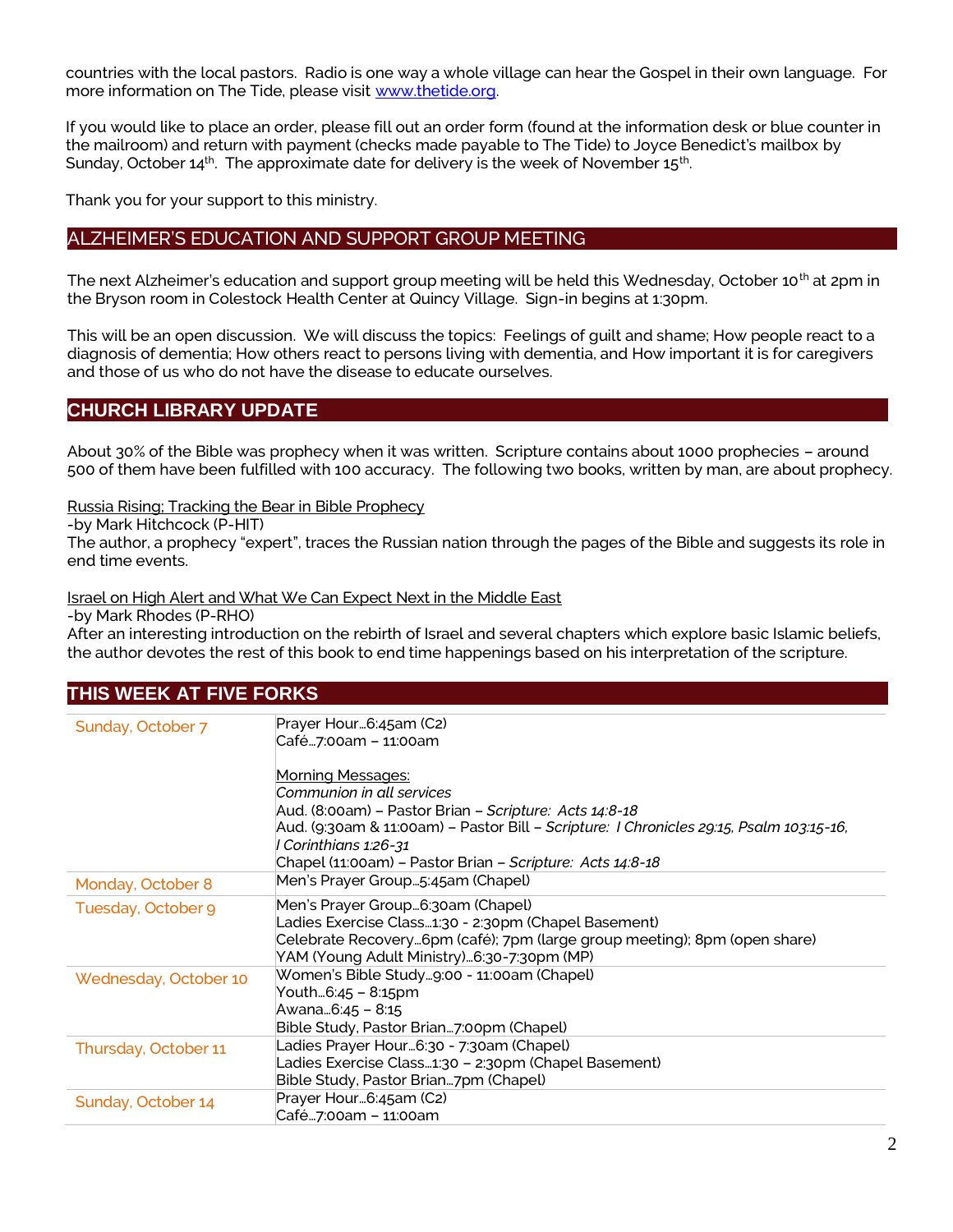countries with the local pastors. Radio is one way a whole village can hear the Gospel in their own language. For more information on The Tide, please visit www.thetide.org.

If you would like to place an order, please fill out an order form (found at the information desk or blue counter in the mailroom) and return with payment (checks made payable to The Tide) to Joyce Benedict's mailbox by Sunday, October 14th. The approximate date for delivery is the week of November 15th.

Thank you for your support to this ministry.

## ALZHEIMER'S EDUCATION AND SUPPORT GROUP MEETING

The next Alzheimer's education and support group meeting will be held this Wednesday, October 10th at 2pm in the Bryson room in Colestock Health Center at Quincy Village. Sign-in begins at 1:30pm.

This will be an open discussion. We will discuss the topics: Feelings of guilt and shame; How people react to a diagnosis of dementia; How others react to persons living with dementia, and How important it is for caregivers and those of us who do not have the disease to educate ourselves.

## CHURCH LIBRARY UPDATE

About 30% of the Bible was prophecy when it was written. Scripture contains about 1000 prophecies – around 500 of them have been fulfilled with 100 accuracy. The following two books, written by man, are about prophecy.

Russia Rising; Tracking the Bear in Bible Prophecy
-by Mark Hitchcock (P-HIT)
The author, a prophecy "expert", traces the Russian nation through the pages of the Bible and suggests its role in end time events.

Israel on High Alert and What We Can Expect Next in the Middle East
-by Mark Rhodes (P-RHO)
After an interesting introduction on the rebirth of Israel and several chapters which explore basic Islamic beliefs, the author devotes the rest of this book to end time happenings based on his interpretation of the scripture.

## THIS WEEK AT FIVE FORKS

| | |
|---|---|
| Sunday, October 7 | Prayer Hour…6:45am (C2)<br>Café…7:00am – 11:00am<br><br>Morning Messages:<br>*Communion in all services*<br>Aud. (8:00am) – Pastor Brian – *Scripture: Acts 14:8-18*<br>Aud. (9:30am & 11:00am) – Pastor Bill – *Scripture: I Chronicles 29:15, Psalm 103:15-16, I Corinthians 1:26-31*<br>Chapel (11:00am) – Pastor Brian – *Scripture: Acts 14:8-18* |
| Monday, October 8 | Men's Prayer Group…5:45am (Chapel) |
| Tuesday, October 9 | Men's Prayer Group…6:30am (Chapel)<br>Ladies Exercise Class…1:30 - 2:30pm (Chapel Basement)<br>Celebrate Recovery…6pm (café); 7pm (large group meeting); 8pm (open share)<br>YAM (Young Adult Ministry)…6:30-7:30pm (MP) |
| Wednesday, October 10 | Women's Bible Study…9:00 - 11:00am (Chapel)<br>Youth…6:45 – 8:15pm<br>Awana…6:45 – 8:15<br>Bible Study, Pastor Brian…7:00pm (Chapel) |
| Thursday, October 11 | Ladies Prayer Hour…6:30 - 7:30am (Chapel)<br>Ladies Exercise Class…1:30 – 2:30pm (Chapel Basement)<br>Bible Study, Pastor Brian…7pm (Chapel) |
| Sunday, October 14 | Prayer Hour…6:45am (C2)<br>Café…7:00am – 11:00am |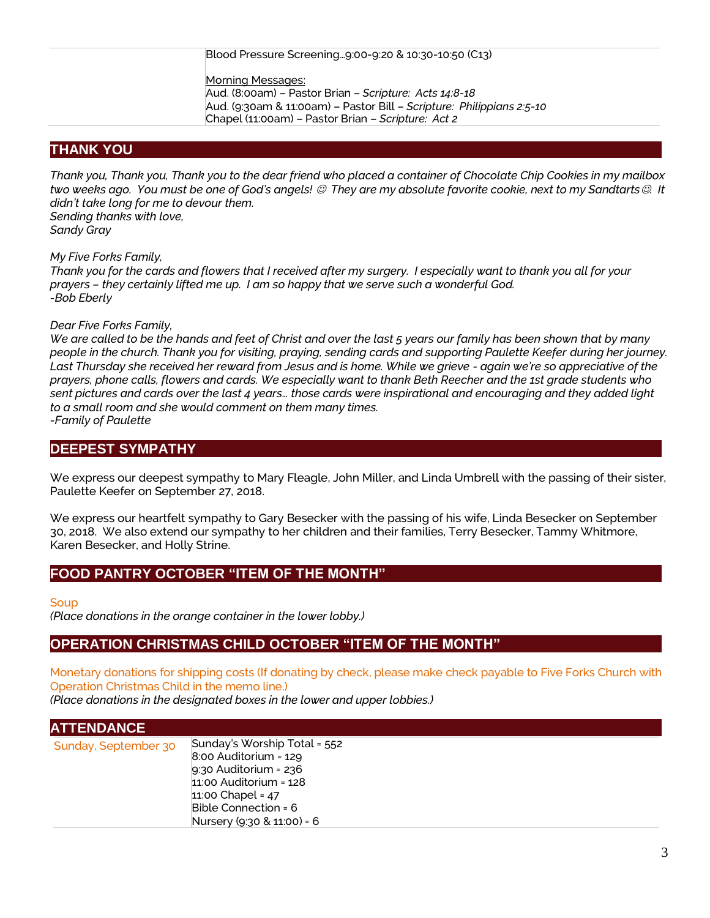| | |
|---|---|
| | Blood Pressure Screening…9:00-9:20 & 10:30-10:50 (C13)<br><br>Morning Messages:<br>Aud. (8:00am) – Pastor Brian – *Scripture: Acts 14:8-18*<br>Aud. (9:30am & 11:00am) – Pastor Bill – *Scripture: Philippians 2:5-10*<br>Chapel (11:00am) – Pastor Brian – *Scripture: Act 2* |

## THANK YOU

*Thank you, Thank you, Thank you to the dear friend who placed a container of Chocolate Chip Cookies in my mailbox two weeks ago. You must be one of God's angels! ☺ They are my absolute favorite cookie, next to my Sandtarts☺. It didn't take long for me to devour them.*
*Sending thanks with love,*
*Sandy Gray*

*My Five Forks Family,*
*Thank you for the cards and flowers that I received after my surgery. I especially want to thank you all for your prayers – they certainly lifted me up. I am so happy that we serve such a wonderful God.*
*-Bob Eberly*

*Dear Five Forks Family,*
*We are called to be the hands and feet of Christ and over the last 5 years our family has been shown that by many people in the church. Thank you for visiting, praying, sending cards and supporting Paulette Keefer during her journey. Last Thursday she received her reward from Jesus and is home. While we grieve - again we're so appreciative of the prayers, phone calls, flowers and cards. We especially want to thank Beth Reecher and the 1st grade students who sent pictures and cards over the last 4 years… those cards were inspirational and encouraging and they added light to a small room and she would comment on them many times.*
*-Family of Paulette*

## DEEPEST SYMPATHY

We express our deepest sympathy to Mary Fleagle, John Miller, and Linda Umbrell with the passing of their sister, Paulette Keefer on September 27, 2018.

We express our heartfelt sympathy to Gary Besecker with the passing of his wife, Linda Besecker on September 30, 2018. We also extend our sympathy to her children and their families, Terry Besecker, Tammy Whitmore, Karen Besecker, and Holly Strine.

## FOOD PANTRY OCTOBER "ITEM OF THE MONTH"

Soup
*(Place donations in the orange container in the lower lobby.)*

## OPERATION CHRISTMAS CHILD OCTOBER "ITEM OF THE MONTH"

Monetary donations for shipping costs (If donating by check, please make check payable to Five Forks Church with Operation Christmas Child in the memo line.)
*(Place donations in the designated boxes in the lower and upper lobbies.)*

## ATTENDANCE

| | |
|---|---|
| Sunday, September 30 | Sunday's Worship Total = 552<br>8:00 Auditorium = 129<br>9:30 Auditorium = 236<br>11:00 Auditorium = 128<br>11:00 Chapel = 47<br>Bible Connection = 6<br>Nursery (9:30 & 11:00) = 6 |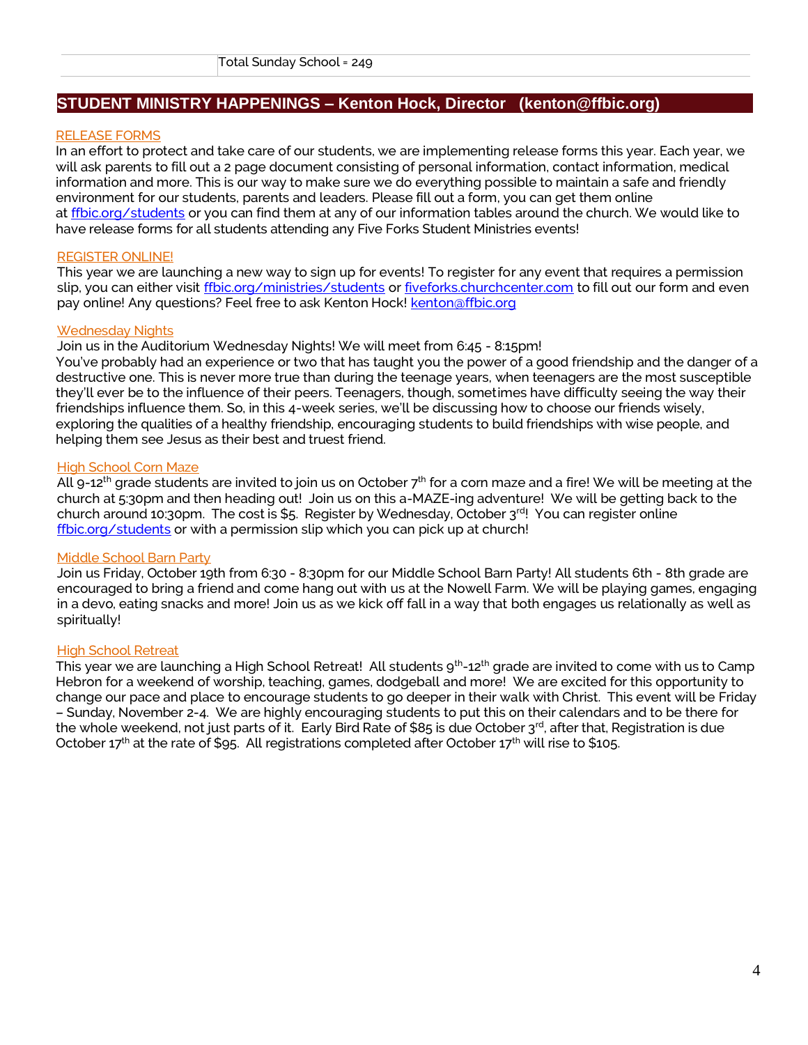| | Total Sunday School = 249 |
|---|---|

## STUDENT MINISTRY HAPPENINGS – Kenton Hock, Director (kenton@ffbic.org)

### RELEASE FORMS

In an effort to protect and take care of our students, we are implementing release forms this year. Each year, we will ask parents to fill out a 2 page document consisting of personal information, contact information, medical information and more. This is our way to make sure we do everything possible to maintain a safe and friendly environment for our students, parents and leaders. Please fill out a form, you can get them online at ffbic.org/students or you can find them at any of our information tables around the church. We would like to have release forms for all students attending any Five Forks Student Ministries events!

### REGISTER ONLINE!

This year we are launching a new way to sign up for events! To register for any event that requires a permission slip, you can either visit ffbic.org/ministries/students or fiveforks.churchcenter.com to fill out our form and even pay online! Any questions? Feel free to ask Kenton Hock! kenton@ffbic.org

### Wednesday Nights

Join us in the Auditorium Wednesday Nights! We will meet from 6:45 - 8:15pm!
You've probably had an experience or two that has taught you the power of a good friendship and the danger of a destructive one. This is never more true than during the teenage years, when teenagers are the most susceptible they'll ever be to the influence of their peers. Teenagers, though, sometimes have difficulty seeing the way their friendships influence them. So, in this 4-week series, we'll be discussing how to choose our friends wisely, exploring the qualities of a healthy friendship, encouraging students to build friendships with wise people, and helping them see Jesus as their best and truest friend.

### High School Corn Maze

All 9-12th grade students are invited to join us on October 7th for a corn maze and a fire! We will be meeting at the church at 5:30pm and then heading out! Join us on this a-MAZE-ing adventure! We will be getting back to the church around 10:30pm. The cost is $5. Register by Wednesday, October 3rd! You can register online ffbic.org/students or with a permission slip which you can pick up at church!

### Middle School Barn Party

Join us Friday, October 19th from 6:30 - 8:30pm for our Middle School Barn Party! All students 6th - 8th grade are encouraged to bring a friend and come hang out with us at the Nowell Farm. We will be playing games, engaging in a devo, eating snacks and more! Join us as we kick off fall in a way that both engages us relationally as well as spiritually!

### High School Retreat

This year we are launching a High School Retreat! All students 9th-12th grade are invited to come with us to Camp Hebron for a weekend of worship, teaching, games, dodgeball and more! We are excited for this opportunity to change our pace and place to encourage students to go deeper in their walk with Christ. This event will be Friday – Sunday, November 2-4. We are highly encouraging students to put this on their calendars and to be there for the whole weekend, not just parts of it. Early Bird Rate of $85 is due October 3rd, after that, Registration is due October 17th at the rate of $95. All registrations completed after October 17th will rise to $105.